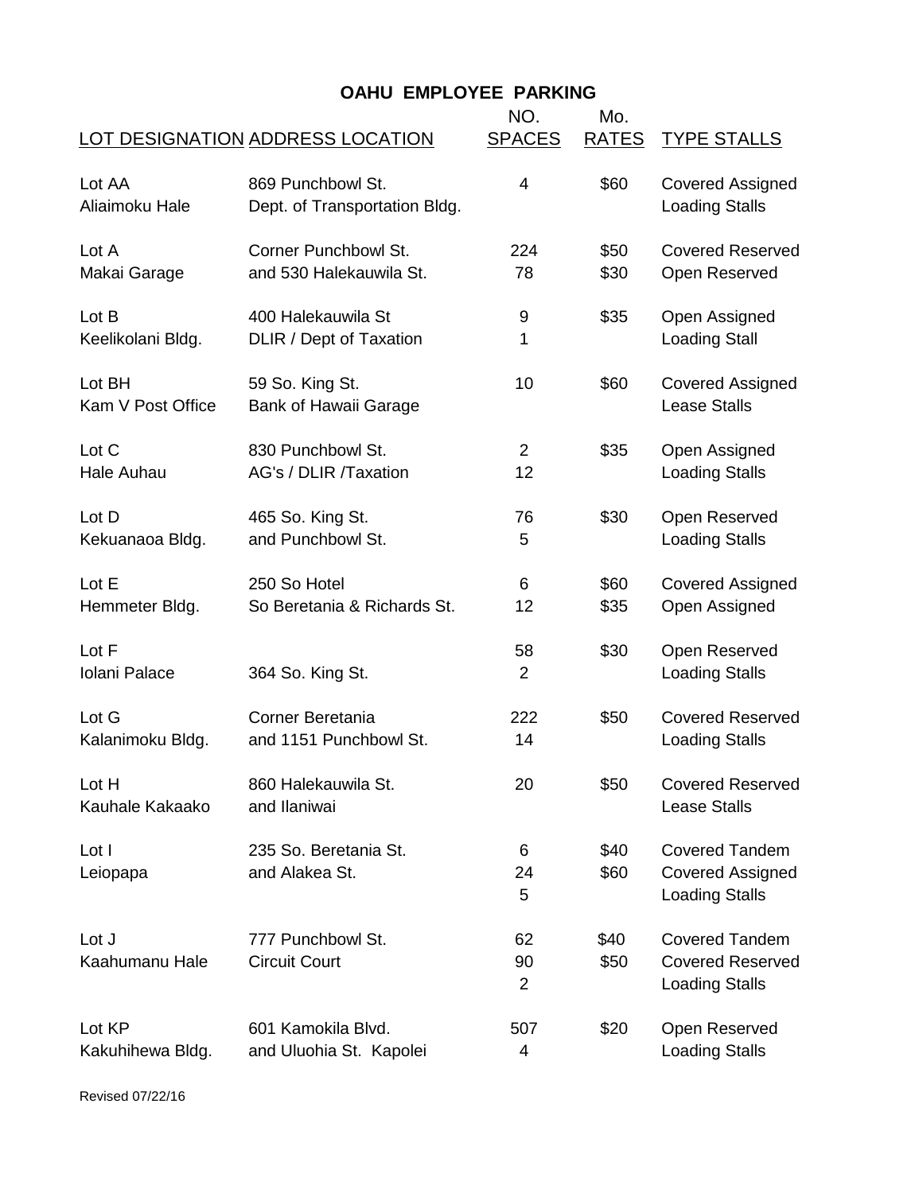# OAHU EMPLOYEE PARKING

| LOT DESIGNATION | ADDRESS LOCATION | NO. SPACES | Mo. RATES | TYPE STALLS |
|---|---|---|---|---|
| Lot AA | 869 Punchbowl St. | 4 | $60 | Covered Assigned |
| Aliaimoku Hale | Dept. of Transportation Bldg. | | | Loading Stalls |
| Lot A | Corner Punchbowl St. | 224 | $50 | Covered Reserved |
| Makai Garage | and 530 Halekauwila St. | 78 | $30 | Open Reserved |
| Lot B | 400 Halekauwila St | 9 | $35 | Open Assigned |
| Keelikolani Bldg. | DLIR / Dept of Taxation | 1 | | Loading Stall |
| Lot BH | 59 So. King St. | 10 | $60 | Covered Assigned |
| Kam V Post Office | Bank of Hawaii Garage | | | Lease Stalls |
| Lot C | 830 Punchbowl St. | 2 | $35 | Open Assigned |
| Hale Auhau | AG's / DLIR /Taxation | 12 | | Loading Stalls |
| Lot D | 465 So. King St. | 76 | $30 | Open Reserved |
| Kekuanaoa Bldg. | and Punchbowl St. | 5 | | Loading Stalls |
| Lot E | 250 So Hotel | 6 | $60 | Covered Assigned |
| Hemmeter Bldg. | So Beretania & Richards St. | 12 | $35 | Open Assigned |
| Lot F | | 58 | $30 | Open Reserved |
| Iolani Palace | 364 So. King St. | 2 | | Loading Stalls |
| Lot G | Corner Beretania | 222 | $50 | Covered Reserved |
| Kalanimoku Bldg. | and 1151 Punchbowl St. | 14 | | Loading Stalls |
| Lot H | 860 Halekauwila St. | 20 | $50 | Covered Reserved |
| Kauhale Kakaako | and Ilaniwai | | | Lease Stalls |
| Lot I | 235 So. Beretania St. | 6 | $40 | Covered Tandem |
| Leiopapa | and Alakea St. | 24 | $60 | Covered Assigned |
| | | 5 | | Loading Stalls |
| Lot J | 777 Punchbowl St. | 62 | $40 | Covered Tandem |
| Kaahumanu Hale | Circuit Court | 90 | $50 | Covered Reserved |
| | | 2 | | Loading Stalls |
| Lot KP | 601 Kamokila Blvd. | 507 | $20 | Open Reserved |
| Kakuhihewa Bldg. | and Uluohia St. Kapolei | 4 | | Loading Stalls |

Revised 07/22/16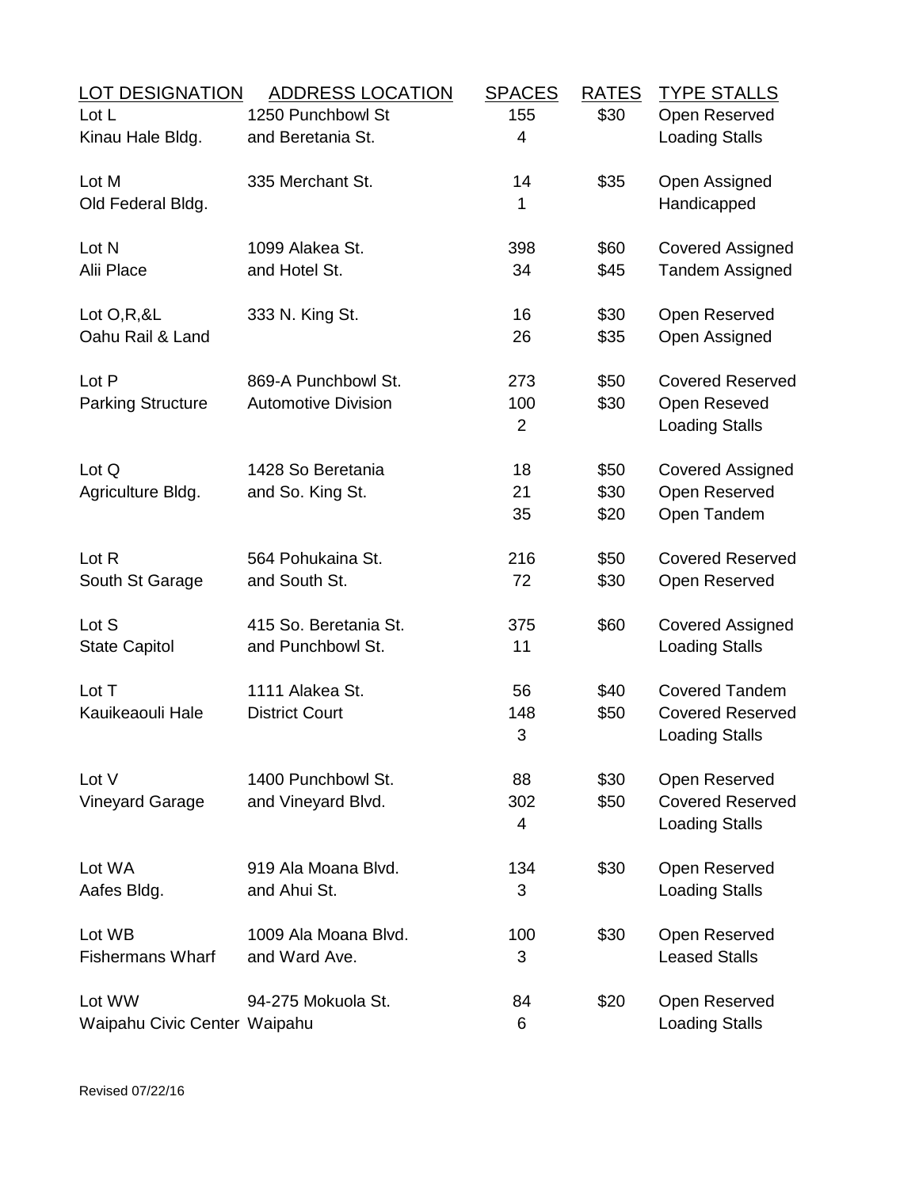| LOT DESIGNATION | ADDRESS LOCATION | SPACES | RATES | TYPE STALLS |
|---|---|---|---|---|
| Lot L | 1250 Punchbowl St | 155 | $30 | Open Reserved |
| Kinau Hale Bldg. | and Beretania St. | 4 | | Loading Stalls |
| | | | | |
| Lot M | 335 Merchant St. | 14 | $35 | Open Assigned |
| Old Federal Bldg. | | 1 | | Handicapped |
| | | | | |
| Lot N | 1099 Alakea St. | 398 | $60 | Covered Assigned |
| Alii Place | and Hotel St. | 34 | $45 | Tandem Assigned |
| | | | | |
| Lot O,R,&L | 333 N. King St. | 16 | $30 | Open Reserved |
| Oahu Rail & Land | | 26 | $35 | Open Assigned |
| | | | | |
| Lot P | 869-A Punchbowl St. | 273 | $50 | Covered Reserved |
| Parking Structure | Automotive Division | 100 | $30 | Open Reseved |
| | | 2 | | Loading Stalls |
| | | | | |
| Lot Q | 1428 So Beretania | 18 | $50 | Covered Assigned |
| Agriculture Bldg. | and So. King St. | 21 | $30 | Open Reserved |
| | | 35 | $20 | Open Tandem |
| | | | | |
| Lot R | 564 Pohukaina St. | 216 | $50 | Covered Reserved |
| South St Garage | and South St. | 72 | $30 | Open Reserved |
| | | | | |
| Lot S | 415 So. Beretania St. | 375 | $60 | Covered Assigned |
| State Capitol | and Punchbowl St. | 11 | | Loading Stalls |
| | | | | |
| Lot T | 1111 Alakea St. | 56 | $40 | Covered Tandem |
| Kauikeaouli Hale | District Court | 148 | $50 | Covered Reserved |
| | | 3 | | Loading Stalls |
| | | | | |
| Lot V | 1400 Punchbowl St. | 88 | $30 | Open Reserved |
| Vineyard Garage | and Vineyard Blvd. | 302 | $50 | Covered Reserved |
| | | 4 | | Loading Stalls |
| | | | | |
| Lot WA | 919 Ala Moana Blvd. | 134 | $30 | Open Reserved |
| Aafes Bldg. | and Ahui St. | 3 | | Loading Stalls |
| | | | | |
| Lot WB | 1009 Ala Moana Blvd. | 100 | $30 | Open Reserved |
| Fishermans Wharf | and Ward Ave. | 3 | | Leased Stalls |
| | | | | |
| Lot WW | 94-275 Mokuola St. | 84 | $20 | Open Reserved |
| Waipahu Civic Center | Waipahu | 6 | | Loading Stalls |

Revised 07/22/16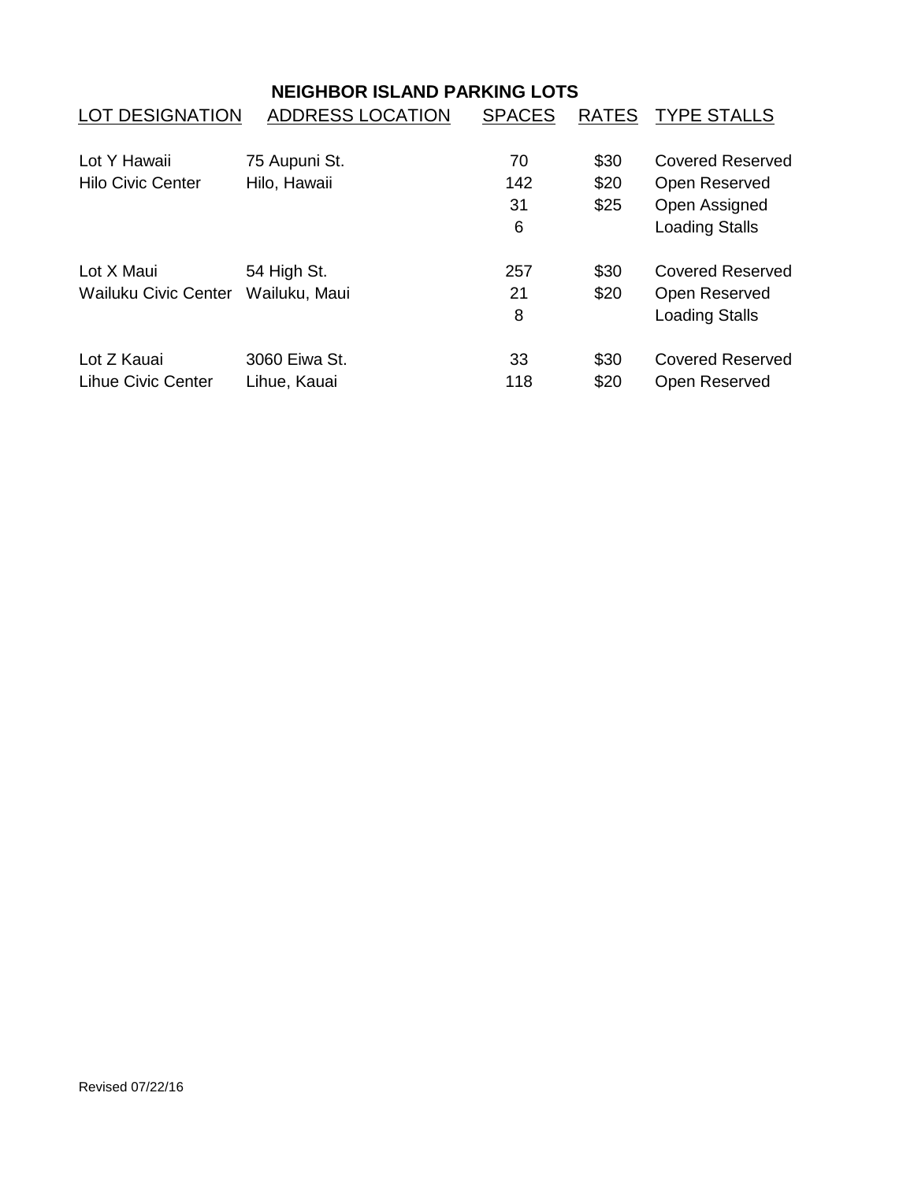## NEIGHBOR ISLAND PARKING LOTS

| LOT DESIGNATION | ADDRESS LOCATION | SPACES | RATES | TYPE STALLS |
|---|---|---|---|---|
| Lot Y Hawaii | 75 Aupuni St. | 70 | $30 | Covered Reserved |
| Hilo Civic Center | Hilo, Hawaii | 142 | $20 | Open Reserved |
| | | 31 | $25 | Open Assigned |
| | | 6 | | Loading Stalls |
| Lot X Maui | 54 High St. | 257 | $30 | Covered Reserved |
| Wailuku Civic Center | Wailuku, Maui | 21 | $20 | Open Reserved |
| | | 8 | | Loading Stalls |
| Lot Z Kauai | 3060 Eiwa St. | 33 | $30 | Covered Reserved |
| Lihue Civic Center | Lihue, Kauai | 118 | $20 | Open Reserved |

Revised 07/22/16